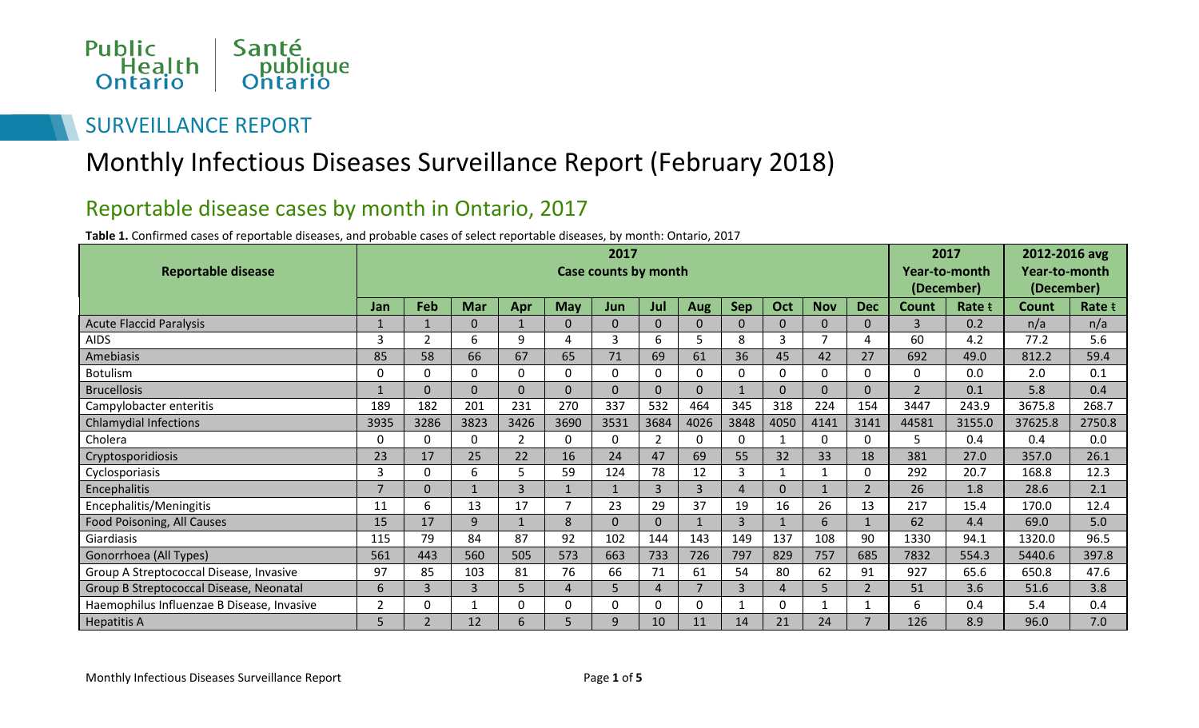Public Health Ontario | Santé publique Ontario

SURVEILLANCE REPORT

# Monthly Infectious Diseases Surveillance Report (February 2018)

## Reportable disease cases by month in Ontario, 2017

**Table 1.** Confirmed cases of reportable diseases, and probable cases of select reportable diseases, by month: Ontario, 2017

| Reportable disease | 2017 Case counts by month | | | | | | | | | | | | 2017 Year-to-month (December) | | 2012-2016 avg Year-to-month (December) | |
|---|---|---|---|---|---|---|---|---|---|---|---|---|---|---|---|---|
| | Jan | Feb | Mar | Apr | May | Jun | Jul | Aug | Sep | Oct | Nov | Dec | Count | Rate ŧ | Count | Rate ŧ |
| Acute Flaccid Paralysis | 1 | 1 | 0 | 1 | 0 | 0 | 0 | 0 | 0 | 0 | 0 | 0 | 3 | 0.2 | n/a | n/a |
| AIDS | 3 | 2 | 6 | 9 | 4 | 3 | 6 | 5 | 8 | 3 | 7 | 4 | 60 | 4.2 | 77.2 | 5.6 |
| Amebiasis | 85 | 58 | 66 | 67 | 65 | 71 | 69 | 61 | 36 | 45 | 42 | 27 | 692 | 49.0 | 812.2 | 59.4 |
| Botulism | 0 | 0 | 0 | 0 | 0 | 0 | 0 | 0 | 0 | 0 | 0 | 0 | 0 | 0.0 | 2.0 | 0.1 |
| Brucellosis | 1 | 0 | 0 | 0 | 0 | 0 | 0 | 0 | 1 | 0 | 0 | 0 | 2 | 0.1 | 5.8 | 0.4 |
| Campylobacter enteritis | 189 | 182 | 201 | 231 | 270 | 337 | 532 | 464 | 345 | 318 | 224 | 154 | 3447 | 243.9 | 3675.8 | 268.7 |
| Chlamydial Infections | 3935 | 3286 | 3823 | 3426 | 3690 | 3531 | 3684 | 4026 | 3848 | 4050 | 4141 | 3141 | 44581 | 3155.0 | 37625.8 | 2750.8 |
| Cholera | 0 | 0 | 0 | 2 | 0 | 0 | 2 | 0 | 0 | 1 | 0 | 0 | 5 | 0.4 | 0.4 | 0.0 |
| Cryptosporidiosis | 23 | 17 | 25 | 22 | 16 | 24 | 47 | 69 | 55 | 32 | 33 | 18 | 381 | 27.0 | 357.0 | 26.1 |
| Cyclosporiasis | 3 | 0 | 6 | 5 | 59 | 124 | 78 | 12 | 3 | 1 | 1 | 0 | 292 | 20.7 | 168.8 | 12.3 |
| Encephalitis | 7 | 0 | 1 | 3 | 1 | 1 | 3 | 3 | 4 | 0 | 1 | 2 | 26 | 1.8 | 28.6 | 2.1 |
| Encephalitis/Meningitis | 11 | 6 | 13 | 17 | 7 | 23 | 29 | 37 | 19 | 16 | 26 | 13 | 217 | 15.4 | 170.0 | 12.4 |
| Food Poisoning, All Causes | 15 | 17 | 9 | 1 | 8 | 0 | 0 | 1 | 3 | 1 | 6 | 1 | 62 | 4.4 | 69.0 | 5.0 |
| Giardiasis | 115 | 79 | 84 | 87 | 92 | 102 | 144 | 143 | 149 | 137 | 108 | 90 | 1330 | 94.1 | 1320.0 | 96.5 |
| Gonorrhoea (All Types) | 561 | 443 | 560 | 505 | 573 | 663 | 733 | 726 | 797 | 829 | 757 | 685 | 7832 | 554.3 | 5440.6 | 397.8 |
| Group A Streptococcal Disease, Invasive | 97 | 85 | 103 | 81 | 76 | 66 | 71 | 61 | 54 | 80 | 62 | 91 | 927 | 65.6 | 650.8 | 47.6 |
| Group B Streptococcal Disease, Neonatal | 6 | 3 | 3 | 5 | 4 | 5 | 4 | 7 | 3 | 4 | 5 | 2 | 51 | 3.6 | 51.6 | 3.8 |
| Haemophilus Influenzae B Disease, Invasive | 2 | 0 | 1 | 0 | 0 | 0 | 0 | 0 | 1 | 0 | 1 | 1 | 6 | 0.4 | 5.4 | 0.4 |
| Hepatitis A | 5 | 2 | 12 | 6 | 5 | 9 | 10 | 11 | 14 | 21 | 24 | 7 | 126 | 8.9 | 96.0 | 7.0 |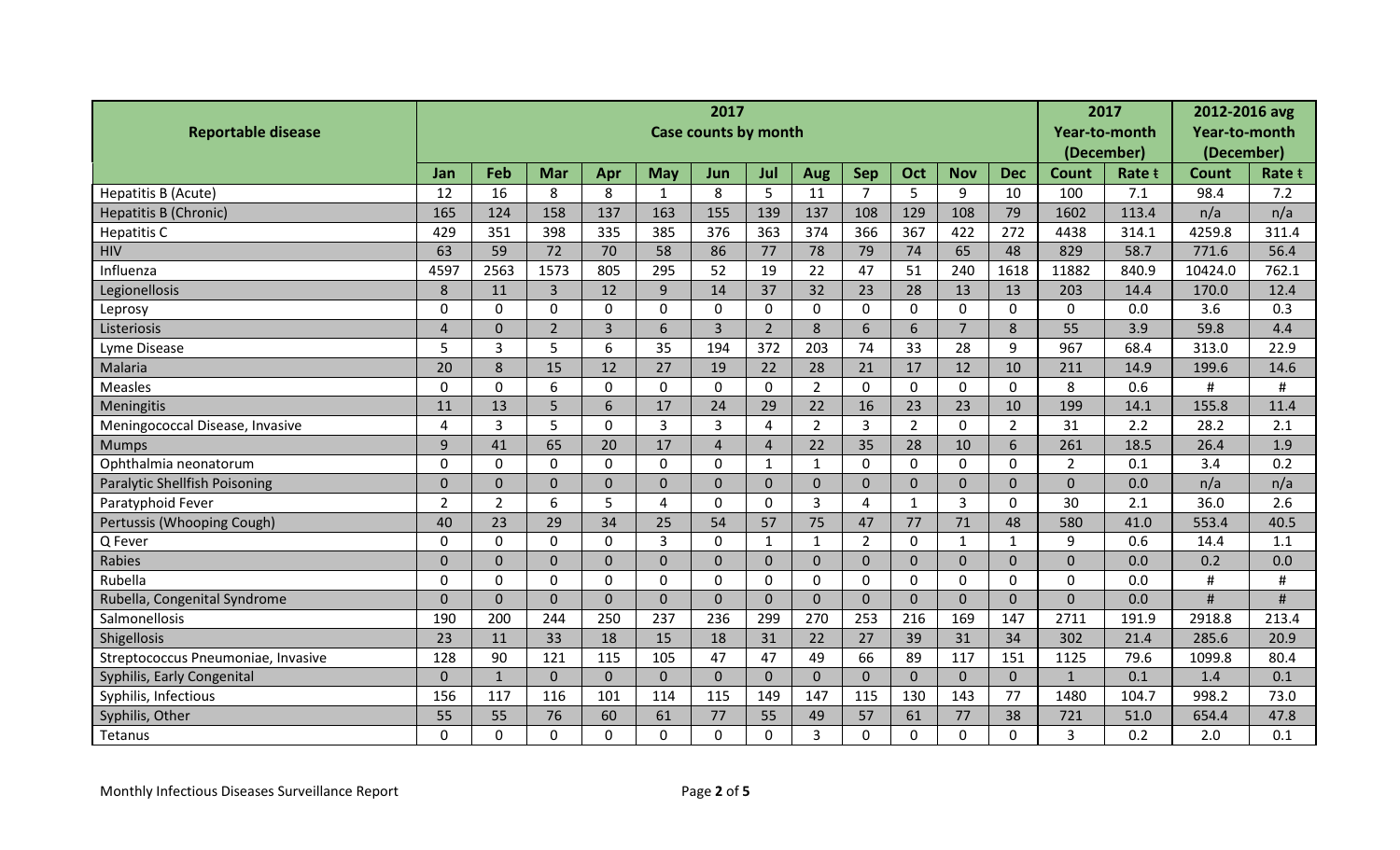| Reportable disease | 2017 Case counts by month | | | | | | | | | | | | 2017 Year-to-month (December) | | 2012-2016 avg Year-to-month (December) | |
|---|---|---|---|---|---|---|---|---|---|---|---|---|---|---|---|---|
| | Jan | Feb | Mar | Apr | May | Jun | Jul | Aug | Sep | Oct | Nov | Dec | Count | Rate ŧ | Count | Rate ŧ |
| Hepatitis B (Acute) | 12 | 16 | 8 | 8 | 1 | 8 | 5 | 11 | 7 | 5 | 9 | 10 | 100 | 7.1 | 98.4 | 7.2 |
| Hepatitis B (Chronic) | 165 | 124 | 158 | 137 | 163 | 155 | 139 | 137 | 108 | 129 | 108 | 79 | 1602 | 113.4 | n/a | n/a |
| Hepatitis C | 429 | 351 | 398 | 335 | 385 | 376 | 363 | 374 | 366 | 367 | 422 | 272 | 4438 | 314.1 | 4259.8 | 311.4 |
| HIV | 63 | 59 | 72 | 70 | 58 | 86 | 77 | 78 | 79 | 74 | 65 | 48 | 829 | 58.7 | 771.6 | 56.4 |
| Influenza | 4597 | 2563 | 1573 | 805 | 295 | 52 | 19 | 22 | 47 | 51 | 240 | 1618 | 11882 | 840.9 | 10424.0 | 762.1 |
| Legionellosis | 8 | 11 | 3 | 12 | 9 | 14 | 37 | 32 | 23 | 28 | 13 | 13 | 203 | 14.4 | 170.0 | 12.4 |
| Leprosy | 0 | 0 | 0 | 0 | 0 | 0 | 0 | 0 | 0 | 0 | 0 | 0 | 0 | 0.0 | 3.6 | 0.3 |
| Listeriosis | 4 | 0 | 2 | 3 | 6 | 3 | 2 | 8 | 6 | 6 | 7 | 8 | 55 | 3.9 | 59.8 | 4.4 |
| Lyme Disease | 5 | 3 | 5 | 6 | 35 | 194 | 372 | 203 | 74 | 33 | 28 | 9 | 967 | 68.4 | 313.0 | 22.9 |
| Malaria | 20 | 8 | 15 | 12 | 27 | 19 | 22 | 28 | 21 | 17 | 12 | 10 | 211 | 14.9 | 199.6 | 14.6 |
| Measles | 0 | 0 | 6 | 0 | 0 | 0 | 0 | 2 | 0 | 0 | 0 | 0 | 8 | 0.6 | # | # |
| Meningitis | 11 | 13 | 5 | 6 | 17 | 24 | 29 | 22 | 16 | 23 | 23 | 10 | 199 | 14.1 | 155.8 | 11.4 |
| Meningococcal Disease, Invasive | 4 | 3 | 5 | 0 | 3 | 3 | 4 | 2 | 3 | 2 | 0 | 2 | 31 | 2.2 | 28.2 | 2.1 |
| Mumps | 9 | 41 | 65 | 20 | 17 | 4 | 4 | 22 | 35 | 28 | 10 | 6 | 261 | 18.5 | 26.4 | 1.9 |
| Ophthalmia neonatorum | 0 | 0 | 0 | 0 | 0 | 0 | 1 | 1 | 0 | 0 | 0 | 0 | 2 | 0.1 | 3.4 | 0.2 |
| Paralytic Shellfish Poisoning | 0 | 0 | 0 | 0 | 0 | 0 | 0 | 0 | 0 | 0 | 0 | 0 | 0 | 0.0 | n/a | n/a |
| Paratyphoid Fever | 2 | 2 | 6 | 5 | 4 | 0 | 0 | 3 | 4 | 1 | 3 | 0 | 30 | 2.1 | 36.0 | 2.6 |
| Pertussis (Whooping Cough) | 40 | 23 | 29 | 34 | 25 | 54 | 57 | 75 | 47 | 77 | 71 | 48 | 580 | 41.0 | 553.4 | 40.5 |
| Q Fever | 0 | 0 | 0 | 0 | 3 | 0 | 1 | 1 | 2 | 0 | 1 | 1 | 9 | 0.6 | 14.4 | 1.1 |
| Rabies | 0 | 0 | 0 | 0 | 0 | 0 | 0 | 0 | 0 | 0 | 0 | 0 | 0 | 0.0 | 0.2 | 0.0 |
| Rubella | 0 | 0 | 0 | 0 | 0 | 0 | 0 | 0 | 0 | 0 | 0 | 0 | 0 | 0.0 | # | # |
| Rubella, Congenital Syndrome | 0 | 0 | 0 | 0 | 0 | 0 | 0 | 0 | 0 | 0 | 0 | 0 | 0 | 0.0 | # | # |
| Salmonellosis | 190 | 200 | 244 | 250 | 237 | 236 | 299 | 270 | 253 | 216 | 169 | 147 | 2711 | 191.9 | 2918.8 | 213.4 |
| Shigellosis | 23 | 11 | 33 | 18 | 15 | 18 | 31 | 22 | 27 | 39 | 31 | 34 | 302 | 21.4 | 285.6 | 20.9 |
| Streptococcus Pneumoniae, Invasive | 128 | 90 | 121 | 115 | 105 | 47 | 47 | 49 | 66 | 89 | 117 | 151 | 1125 | 79.6 | 1099.8 | 80.4 |
| Syphilis, Early Congenital | 0 | 1 | 0 | 0 | 0 | 0 | 0 | 0 | 0 | 0 | 0 | 0 | 1 | 0.1 | 1.4 | 0.1 |
| Syphilis, Infectious | 156 | 117 | 116 | 101 | 114 | 115 | 149 | 147 | 115 | 130 | 143 | 77 | 1480 | 104.7 | 998.2 | 73.0 |
| Syphilis, Other | 55 | 55 | 76 | 60 | 61 | 77 | 55 | 49 | 57 | 61 | 77 | 38 | 721 | 51.0 | 654.4 | 47.8 |
| Tetanus | 0 | 0 | 0 | 0 | 0 | 0 | 0 | 3 | 0 | 0 | 0 | 0 | 3 | 0.2 | 2.0 | 0.1 |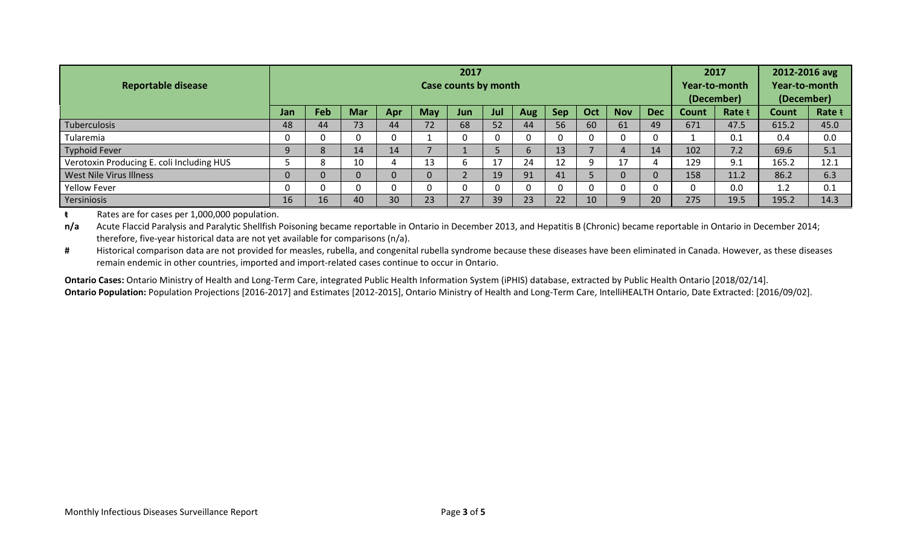| Reportable disease | 2017 Case counts by month | | | | | | | | | | | | 2017 Year-to-month (December) | | 2012-2016 avg Year-to-month (December) | |
|---|---|---|---|---|---|---|---|---|---|---|---|---|---|---|---|---|
| | Jan | Feb | Mar | Apr | May | Jun | Jul | Aug | Sep | Oct | Nov | Dec | Count | Rate ŧ | Count | Rate ŧ |
| Tuberculosis | 48 | 44 | 73 | 44 | 72 | 68 | 52 | 44 | 56 | 60 | 61 | 49 | 671 | 47.5 | 615.2 | 45.0 |
| Tularemia | 0 | 0 | 0 | 0 | 1 | 0 | 0 | 0 | 0 | 0 | 0 | 0 | 1 | 0.1 | 0.4 | 0.0 |
| Typhoid Fever | 9 | 8 | 14 | 14 | 7 | 1 | 5 | 6 | 13 | 7 | 4 | 14 | 102 | 7.2 | 69.6 | 5.1 |
| Verotoxin Producing E. coli Including HUS | 5 | 8 | 10 | 4 | 13 | 6 | 17 | 24 | 12 | 9 | 17 | 4 | 129 | 9.1 | 165.2 | 12.1 |
| West Nile Virus Illness | 0 | 0 | 0 | 0 | 0 | 2 | 19 | 91 | 41 | 5 | 0 | 0 | 158 | 11.2 | 86.2 | 6.3 |
| Yellow Fever | 0 | 0 | 0 | 0 | 0 | 0 | 0 | 0 | 0 | 0 | 0 | 0 | 0 | 0.0 | 1.2 | 0.1 |
| Yersiniosis | 16 | 16 | 40 | 30 | 23 | 27 | 39 | 23 | 22 | 10 | 9 | 20 | 275 | 19.5 | 195.2 | 14.3 |

**ŧ** Rates are for cases per 1,000,000 population.

**n/a** Acute Flaccid Paralysis and Paralytic Shellfish Poisoning became reportable in Ontario in December 2013, and Hepatitis B (Chronic) became reportable in Ontario in December 2014; therefore, five-year historical data are not yet available for comparisons (n/a).

**#** Historical comparison data are not provided for measles, rubella, and congenital rubella syndrome because these diseases have been eliminated in Canada. However, as these diseases remain endemic in other countries, imported and import-related cases continue to occur in Ontario.

**Ontario Cases:** Ontario Ministry of Health and Long-Term Care, integrated Public Health Information System (iPHIS) database, extracted by Public Health Ontario [2018/02/14].

**Ontario Population:** Population Projections [2016-2017] and Estimates [2012-2015], Ontario Ministry of Health and Long-Term Care, IntelliHEALTH Ontario, Date Extracted: [2016/09/02].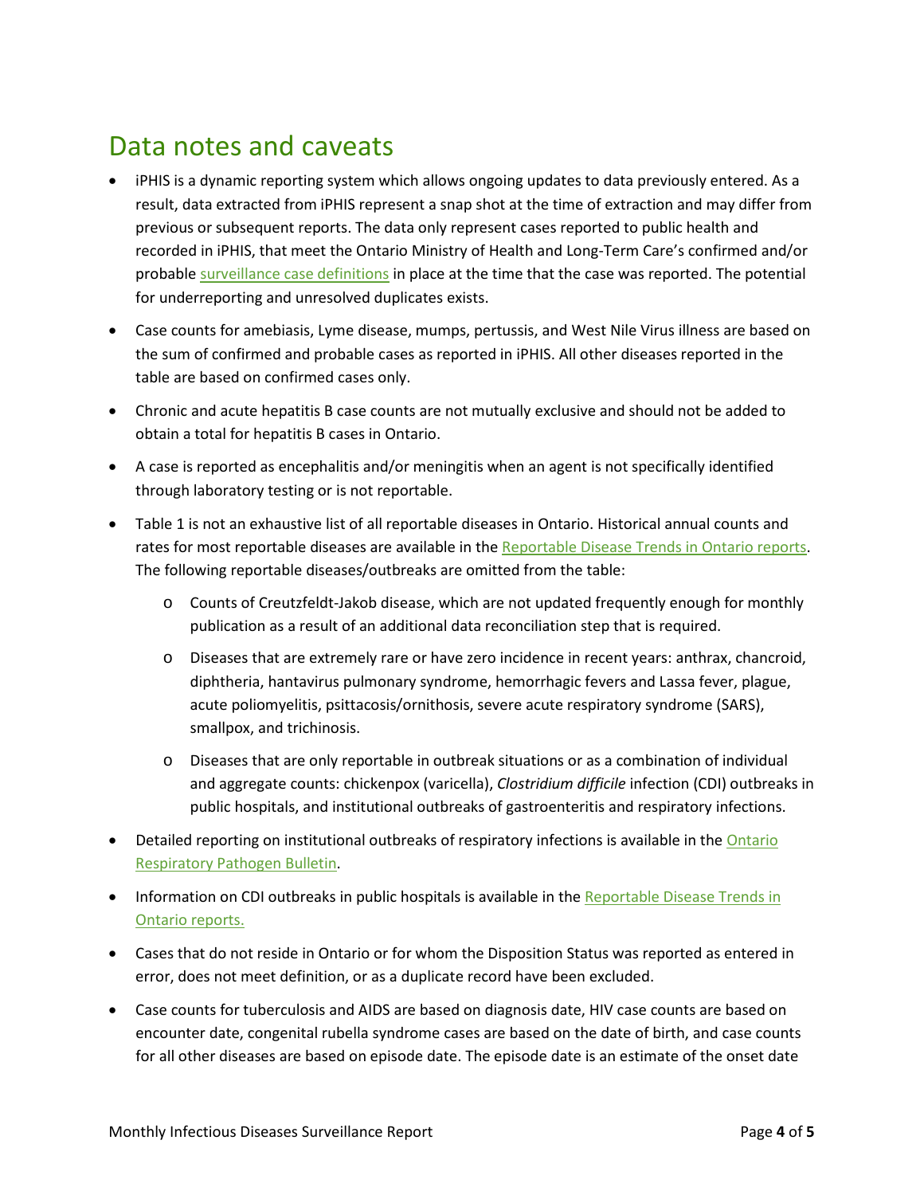# Data notes and caveats

- iPHIS is a dynamic reporting system which allows ongoing updates to data previously entered. As a result, data extracted from iPHIS represent a snap shot at the time of extraction and may differ from previous or subsequent reports. The data only represent cases reported to public health and recorded in iPHIS, that meet the Ontario Ministry of Health and Long-Term Care's confirmed and/or probable surveillance case definitions in place at the time that the case was reported. The potential for underreporting and unresolved duplicates exists.
- Case counts for amebiasis, Lyme disease, mumps, pertussis, and West Nile Virus illness are based on the sum of confirmed and probable cases as reported in iPHIS. All other diseases reported in the table are based on confirmed cases only.
- Chronic and acute hepatitis B case counts are not mutually exclusive and should not be added to obtain a total for hepatitis B cases in Ontario.
- A case is reported as encephalitis and/or meningitis when an agent is not specifically identified through laboratory testing or is not reportable.
- Table 1 is not an exhaustive list of all reportable diseases in Ontario. Historical annual counts and rates for most reportable diseases are available in the Reportable Disease Trends in Ontario reports. The following reportable diseases/outbreaks are omitted from the table:
    - Counts of Creutzfeldt-Jakob disease, which are not updated frequently enough for monthly publication as a result of an additional data reconciliation step that is required.
    - Diseases that are extremely rare or have zero incidence in recent years: anthrax, chancroid, diphtheria, hantavirus pulmonary syndrome, hemorrhagic fevers and Lassa fever, plague, acute poliomyelitis, psittacosis/ornithosis, severe acute respiratory syndrome (SARS), smallpox, and trichinosis.
    - Diseases that are only reportable in outbreak situations or as a combination of individual and aggregate counts: chickenpox (varicella), *Clostridium difficile* infection (CDI) outbreaks in public hospitals, and institutional outbreaks of gastroenteritis and respiratory infections.
- Detailed reporting on institutional outbreaks of respiratory infections is available in the Ontario Respiratory Pathogen Bulletin.
- Information on CDI outbreaks in public hospitals is available in the Reportable Disease Trends in Ontario reports.
- Cases that do not reside in Ontario or for whom the Disposition Status was reported as entered in error, does not meet definition, or as a duplicate record have been excluded.
- Case counts for tuberculosis and AIDS are based on diagnosis date, HIV case counts are based on encounter date, congenital rubella syndrome cases are based on the date of birth, and case counts for all other diseases are based on episode date. The episode date is an estimate of the onset date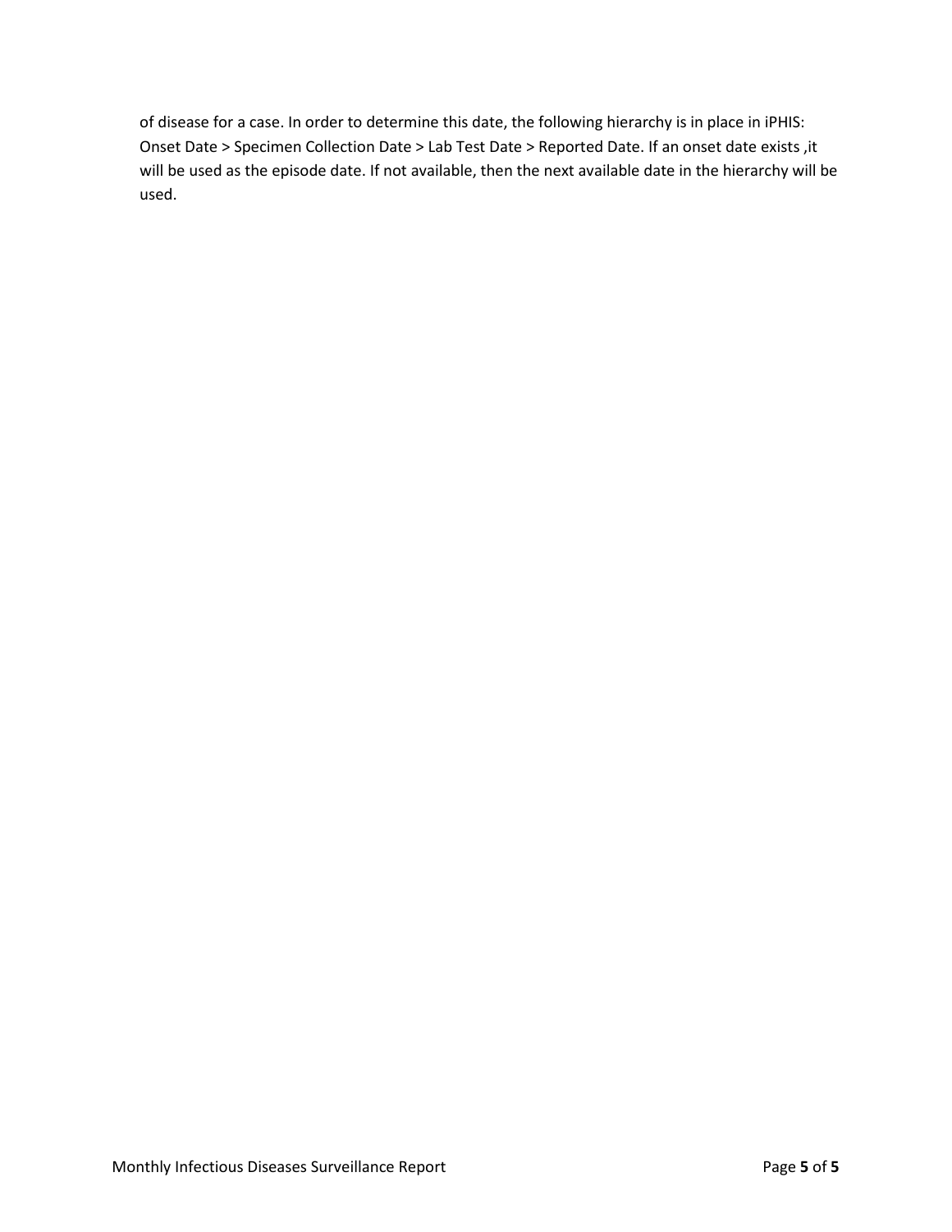of disease for a case. In order to determine this date, the following hierarchy is in place in iPHIS: Onset Date > Specimen Collection Date > Lab Test Date > Reported Date. If an onset date exists ,it will be used as the episode date. If not available, then the next available date in the hierarchy will be used.